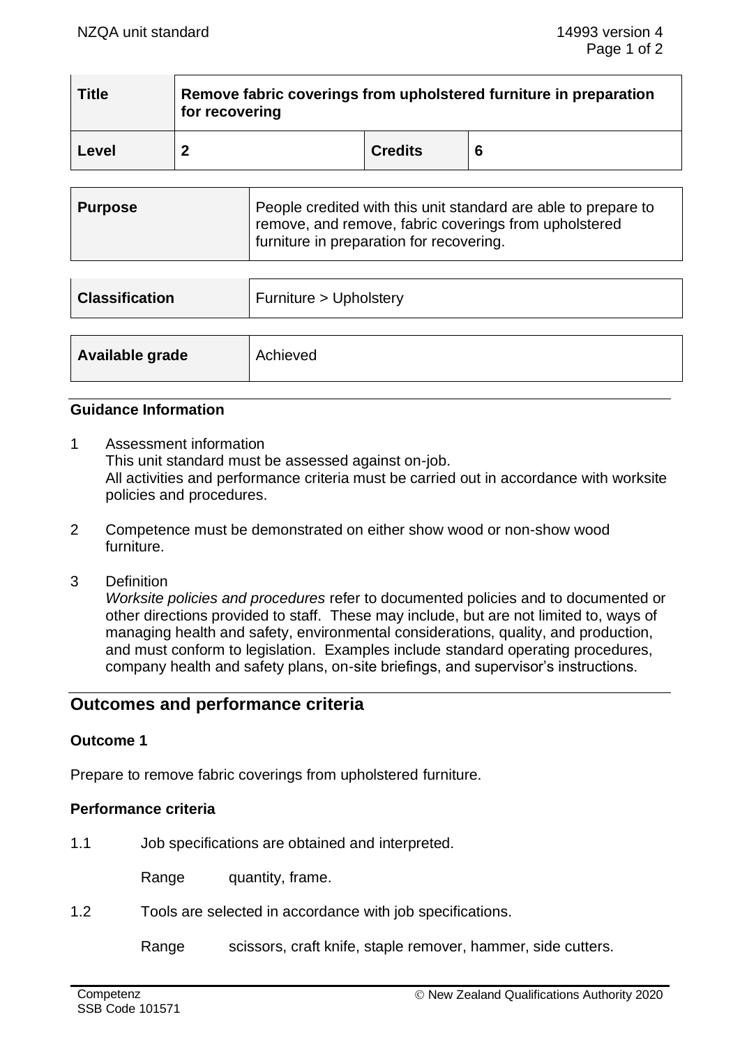| Title | Remove fabric coverings from upholstered furniture in preparation for recovering | | |
|---|---|---|---|
| Level | 2 | Credits | 6 |

| Purpose | People credited with this unit standard are able to prepare to remove, and remove, fabric coverings from upholstered furniture in preparation for recovering. |
|---|---|

| Classification | Furniture > Upholstery |
|---|---|

| Available grade | Achieved |
|---|---|

## Guidance Information

1 Assessment information
This unit standard must be assessed against on-job.
All activities and performance criteria must be carried out in accordance with worksite policies and procedures.

2 Competence must be demonstrated on either show wood or non-show wood furniture.

3 Definition
*Worksite policies and procedures* refer to documented policies and to documented or other directions provided to staff. These may include, but are not limited to, ways of managing health and safety, environmental considerations, quality, and production, and must conform to legislation. Examples include standard operating procedures, company health and safety plans, on-site briefings, and supervisor's instructions.

## Outcomes and performance criteria

### Outcome 1

Prepare to remove fabric coverings from upholstered furniture.

### Performance criteria

1.1 Job specifications are obtained and interpreted.

Range quantity, frame.

1.2 Tools are selected in accordance with job specifications.

Range scissors, craft knife, staple remover, hammer, side cutters.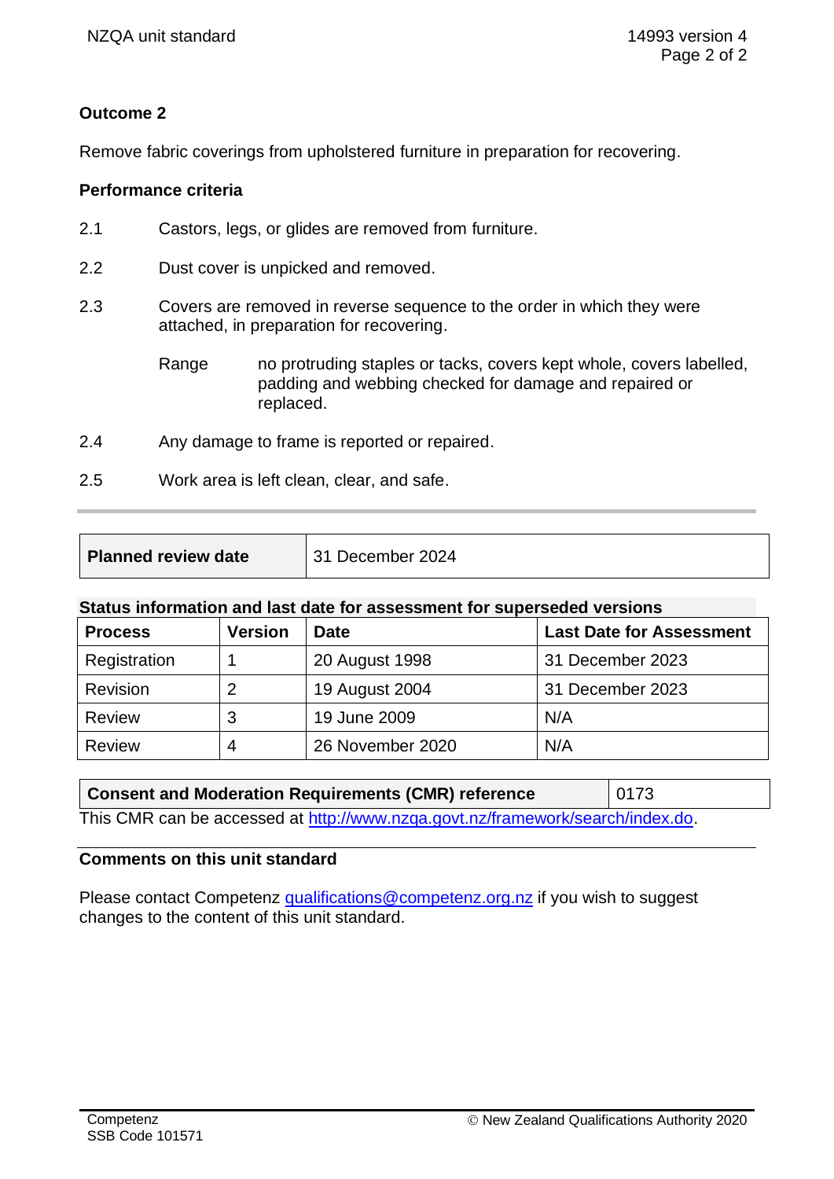**Outcome 2**

Remove fabric coverings from upholstered furniture in preparation for recovering.

**Performance criteria**

2.1 Castors, legs, or glides are removed from furniture.

2.2 Dust cover is unpicked and removed.

2.3 Covers are removed in reverse sequence to the order in which they were attached, in preparation for recovering.

Range: no protruding staples or tacks, covers kept whole, covers labelled, padding and webbing checked for damage and repaired or replaced.

2.4 Any damage to frame is reported or repaired.

2.5 Work area is left clean, clear, and safe.

| | |
|---|---|
| **Planned review date** | 31 December 2024 |

**Status information and last date for assessment for superseded versions**

| **Process** | **Version** | **Date** | **Last Date for Assessment** |
|---|---|---|---|
| Registration | 1 | 20 August 1998 | 31 December 2023 |
| Revision | 2 | 19 August 2004 | 31 December 2023 |
| Review | 3 | 19 June 2009 | N/A |
| Review | 4 | 26 November 2020 | N/A |

| | |
|---|---|
| **Consent and Moderation Requirements (CMR) reference** | 0173 |

This CMR can be accessed at http://www.nzqa.govt.nz/framework/search/index.do.

**Comments on this unit standard**

Please contact Competenz qualifications@competenz.org.nz if you wish to suggest changes to the content of this unit standard.